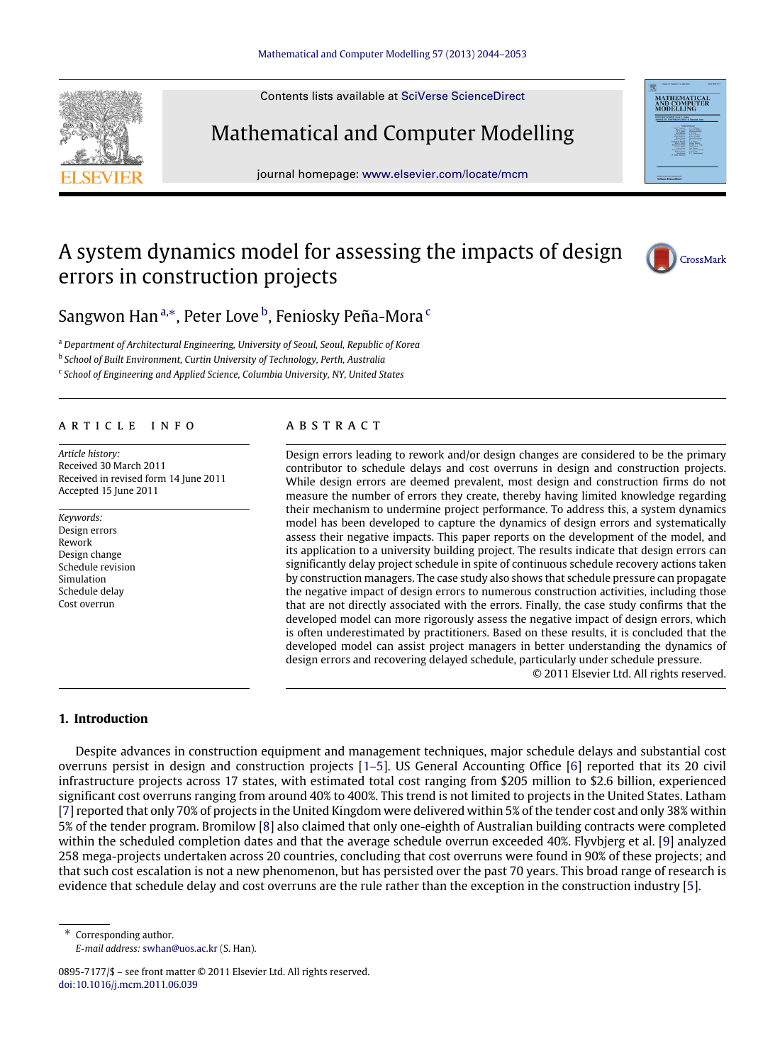# A system dynamics model for assessing the impacts of design errors in construction projects

Sangwon Han[a,*], Peter Love[b], Feniosky Peña-Mora[c]

[a] *Department of Architectural Engineering, University of Seoul, Seoul, Republic of Korea*
[b] *School of Built Environment, Curtin University of Technology, Perth, Australia*
[c] *School of Engineering and Applied Science, Columbia University, NY, United States*

## ARTICLE INFO

*Article history:*
Received 30 March 2011
Received in revised form 14 June 2011
Accepted 15 June 2011

*Keywords:*
Design errors
Rework
Design change
Schedule revision
Simulation
Schedule delay
Cost overrun

## ABSTRACT

Design errors leading to rework and/or design changes are considered to be the primary contributor to schedule delays and cost overruns in design and construction projects. While design errors are deemed prevalent, most design and construction firms do not measure the number of errors they create, thereby having limited knowledge regarding their mechanism to undermine project performance. To address this, a system dynamics model has been developed to capture the dynamics of design errors and systematically assess their negative impacts. This paper reports on the development of the model, and its application to a university building project. The results indicate that design errors can significantly delay project schedule in spite of continuous schedule recovery actions taken by construction managers. The case study also shows that schedule pressure can propagate the negative impact of design errors to numerous construction activities, including those that are not directly associated with the errors. Finally, the case study confirms that the developed model can more rigorously assess the negative impact of design errors, which is often underestimated by practitioners. Based on these results, it is concluded that the developed model can assist project managers in better understanding the dynamics of design errors and recovering delayed schedule, particularly under schedule pressure.

© 2011 Elsevier Ltd. All rights reserved.

## 1. Introduction

Despite advances in construction equipment and management techniques, major schedule delays and substantial cost overruns persist in design and construction projects [1–5]. US General Accounting Office [6] reported that its 20 civil infrastructure projects across 17 states, with estimated total cost ranging from $205 million to $2.6 billion, experienced significant cost overruns ranging from around 40% to 400%. This trend is not limited to projects in the United States. Latham [7] reported that only 70% of projects in the United Kingdom were delivered within 5% of the tender cost and only 38% within 5% of the tender program. Bromilow [8] also claimed that only one-eighth of Australian building contracts were completed within the scheduled completion dates and that the average schedule overrun exceeded 40%. Flyvbjerg et al. [9] analyzed 258 mega-projects undertaken across 20 countries, concluding that cost overruns were found in 90% of these projects; and that such cost escalation is not a new phenomenon, but has persisted over the past 70 years. This broad range of research is evidence that schedule delay and cost overruns are the rule rather than the exception in the construction industry [5].

---

* Corresponding author.
*E-mail address:* swhan@uos.ac.kr (S. Han).

0895-7177/$ – see front matter © 2011 Elsevier Ltd. All rights reserved.
doi:10.1016/j.mcm.2011.06.039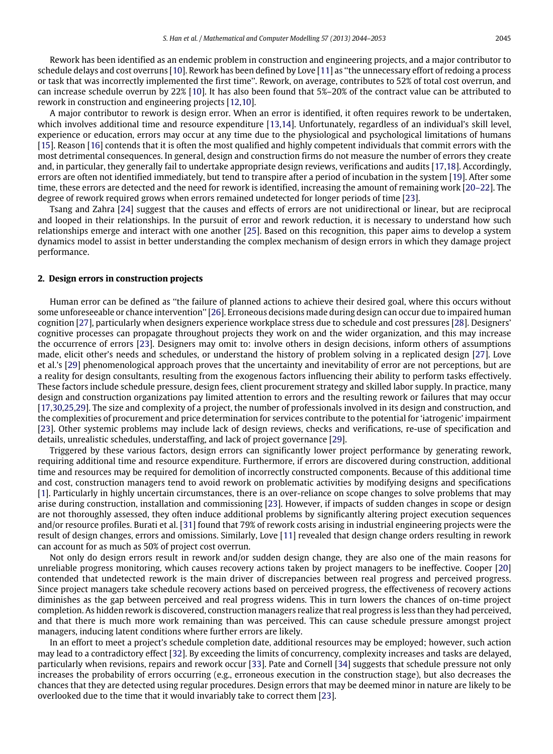Rework has been identified as an endemic problem in construction and engineering projects, and a major contributor to schedule delays and cost overruns [10]. Rework has been defined by Love [11] as ''the unnecessary effort of redoing a process or task that was incorrectly implemented the first time''. Rework, on average, contributes to 52% of total cost overrun, and can increase schedule overrun by 22% [10]. It has also been found that 5%–20% of the contract value can be attributed to rework in construction and engineering projects [12,10].

A major contributor to rework is design error. When an error is identified, it often requires rework to be undertaken, which involves additional time and resource expenditure [13,14]. Unfortunately, regardless of an individual's skill level, experience or education, errors may occur at any time due to the physiological and psychological limitations of humans [15]. Reason [16] contends that it is often the most qualified and highly competent individuals that commit errors with the most detrimental consequences. In general, design and construction firms do not measure the number of errors they create and, in particular, they generally fail to undertake appropriate design reviews, verifications and audits [17,18]. Accordingly, errors are often not identified immediately, but tend to transpire after a period of incubation in the system [19]. After some time, these errors are detected and the need for rework is identified, increasing the amount of remaining work [20–22]. The degree of rework required grows when errors remained undetected for longer periods of time [23].

Tsang and Zahra [24] suggest that the causes and effects of errors are not unidirectional or linear, but are reciprocal and looped in their relationships. In the pursuit of error and rework reduction, it is necessary to understand how such relationships emerge and interact with one another [25]. Based on this recognition, this paper aims to develop a system dynamics model to assist in better understanding the complex mechanism of design errors in which they damage project performance.

## 2. Design errors in construction projects

Human error can be defined as ''the failure of planned actions to achieve their desired goal, where this occurs without some unforeseeable or chance intervention'' [26]. Erroneous decisions made during design can occur due to impaired human cognition [27], particularly when designers experience workplace stress due to schedule and cost pressures [28]. Designers' cognitive processes can propagate throughout projects they work on and the wider organization, and this may increase the occurrence of errors [23]. Designers may omit to: involve others in design decisions, inform others of assumptions made, elicit other's needs and schedules, or understand the history of problem solving in a replicated design [27]. Love et al.'s [29] phenomenological approach proves that the uncertainty and inevitability of error are not perceptions, but are a reality for design consultants, resulting from the exogenous factors influencing their ability to perform tasks effectively. These factors include schedule pressure, design fees, client procurement strategy and skilled labor supply. In practice, many design and construction organizations pay limited attention to errors and the resulting rework or failures that may occur [17,30,25,29]. The size and complexity of a project, the number of professionals involved in its design and construction, and the complexities of procurement and price determination for services contribute to the potential for 'iatrogenic' impairment [23]. Other systemic problems may include lack of design reviews, checks and verifications, re-use of specification and details, unrealistic schedules, understaffing, and lack of project governance [29].

Triggered by these various factors, design errors can significantly lower project performance by generating rework, requiring additional time and resource expenditure. Furthermore, if errors are discovered during construction, additional time and resources may be required for demolition of incorrectly constructed components. Because of this additional time and cost, construction managers tend to avoid rework on problematic activities by modifying designs and specifications [1]. Particularly in highly uncertain circumstances, there is an over-reliance on scope changes to solve problems that may arise during construction, installation and commissioning [23]. However, if impacts of sudden changes in scope or design are not thoroughly assessed, they often induce additional problems by significantly altering project execution sequences and/or resource profiles. Burati et al. [31] found that 79% of rework costs arising in industrial engineering projects were the result of design changes, errors and omissions. Similarly, Love [11] revealed that design change orders resulting in rework can account for as much as 50% of project cost overrun.

Not only do design errors result in rework and/or sudden design change, they are also one of the main reasons for unreliable progress monitoring, which causes recovery actions taken by project managers to be ineffective. Cooper [20] contended that undetected rework is the main driver of discrepancies between real progress and perceived progress. Since project managers take schedule recovery actions based on perceived progress, the effectiveness of recovery actions diminishes as the gap between perceived and real progress widens. This in turn lowers the chances of on-time project completion. As hidden rework is discovered, construction managers realize that real progress is less than they had perceived, and that there is much more work remaining than was perceived. This can cause schedule pressure amongst project managers, inducing latent conditions where further errors are likely.

In an effort to meet a project's schedule completion date, additional resources may be employed; however, such action may lead to a contradictory effect [32]. By exceeding the limits of concurrency, complexity increases and tasks are delayed, particularly when revisions, repairs and rework occur [33]. Pate and Cornell [34] suggests that schedule pressure not only increases the probability of errors occurring (e.g., erroneous execution in the construction stage), but also decreases the chances that they are detected using regular procedures. Design errors that may be deemed minor in nature are likely to be overlooked due to the time that it would invariably take to correct them [23].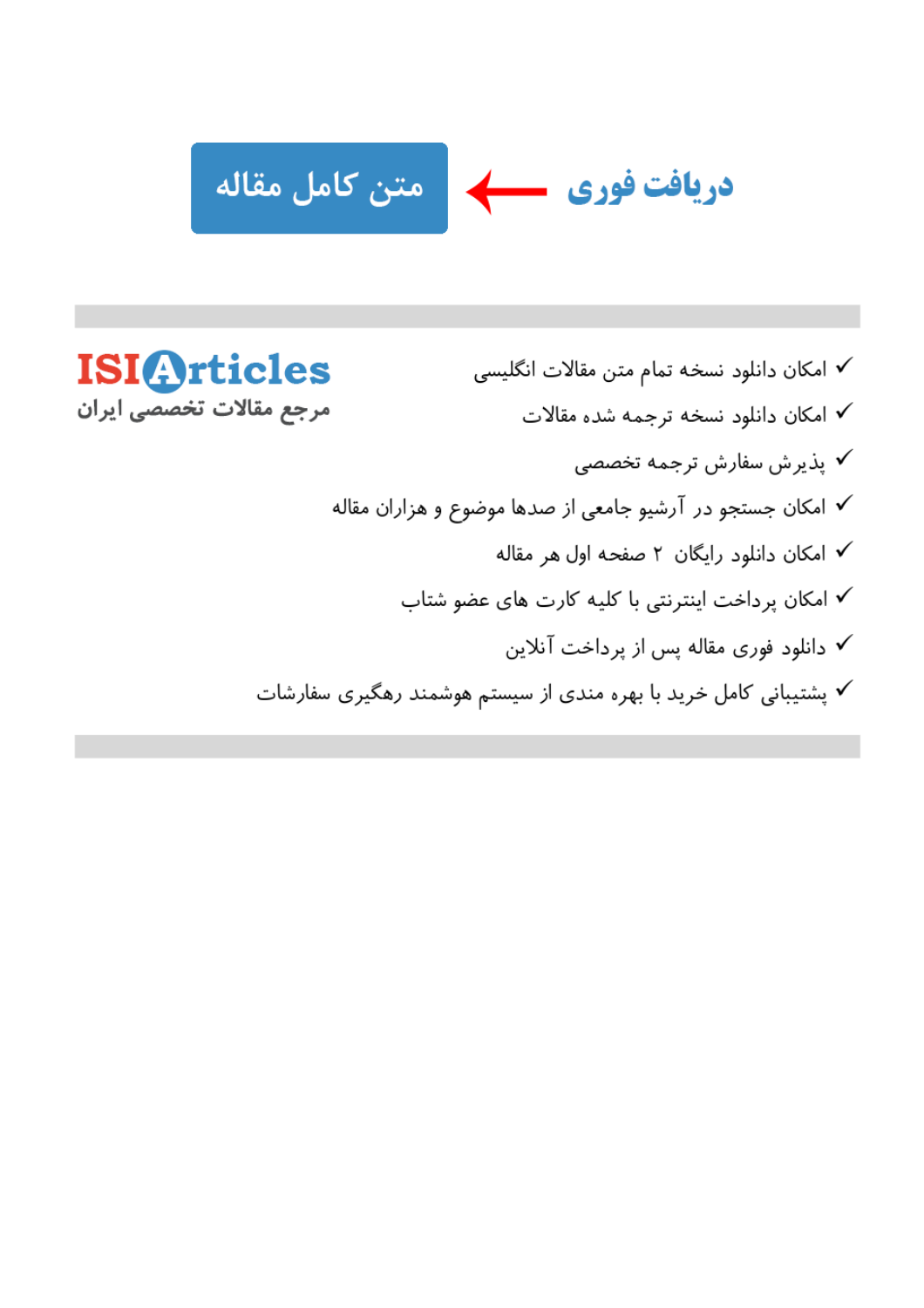دریافت فوری ← **متن کامل مقاله**

**ISIArticles**
مرجع مقالات تخصصی ایران

- ✓ امکان دانلود نسخه تمام متن مقالات انگلیسی
- ✓ امکان دانلود نسخه ترجمه شده مقالات
- ✓ پذیرش سفارش ترجمه تخصصی
- ✓ امکان جستجو در آرشیو جامعی از صدها موضوع و هزاران مقاله
- ✓ امکان دانلود رایگان ۲ صفحه اول هر مقاله
- ✓ امکان پرداخت اینترنتی با کلیه کارت های عضو شتاب
- ✓ دانلود فوری مقاله پس از پرداخت آنلاین
- ✓ پشتیبانی کامل خرید با بهره مندی از سیستم هوشمند رهگیری سفارشات